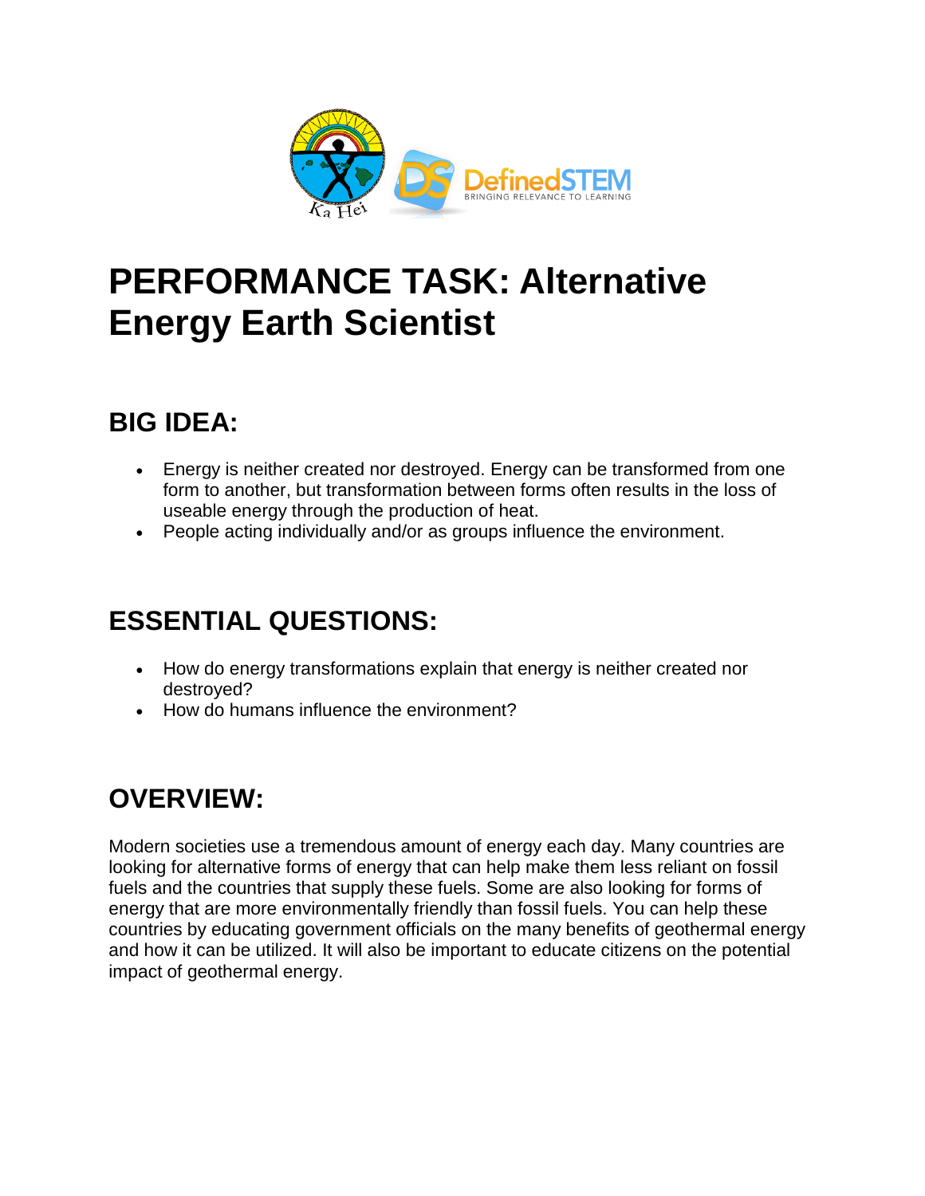# PERFORMANCE TASK: Alternative Energy Earth Scientist

## BIG IDEA:

- Energy is neither created nor destroyed. Energy can be transformed from one form to another, but transformation between forms often results in the loss of useable energy through the production of heat.
- People acting individually and/or as groups influence the environment.

## ESSENTIAL QUESTIONS:

- How do energy transformations explain that energy is neither created nor destroyed?
- How do humans influence the environment?

## OVERVIEW:

Modern societies use a tremendous amount of energy each day. Many countries are looking for alternative forms of energy that can help make them less reliant on fossil fuels and the countries that supply these fuels. Some are also looking for forms of energy that are more environmentally friendly than fossil fuels. You can help these countries by educating government officials on the many benefits of geothermal energy and how it can be utilized. It will also be important to educate citizens on the potential impact of geothermal energy.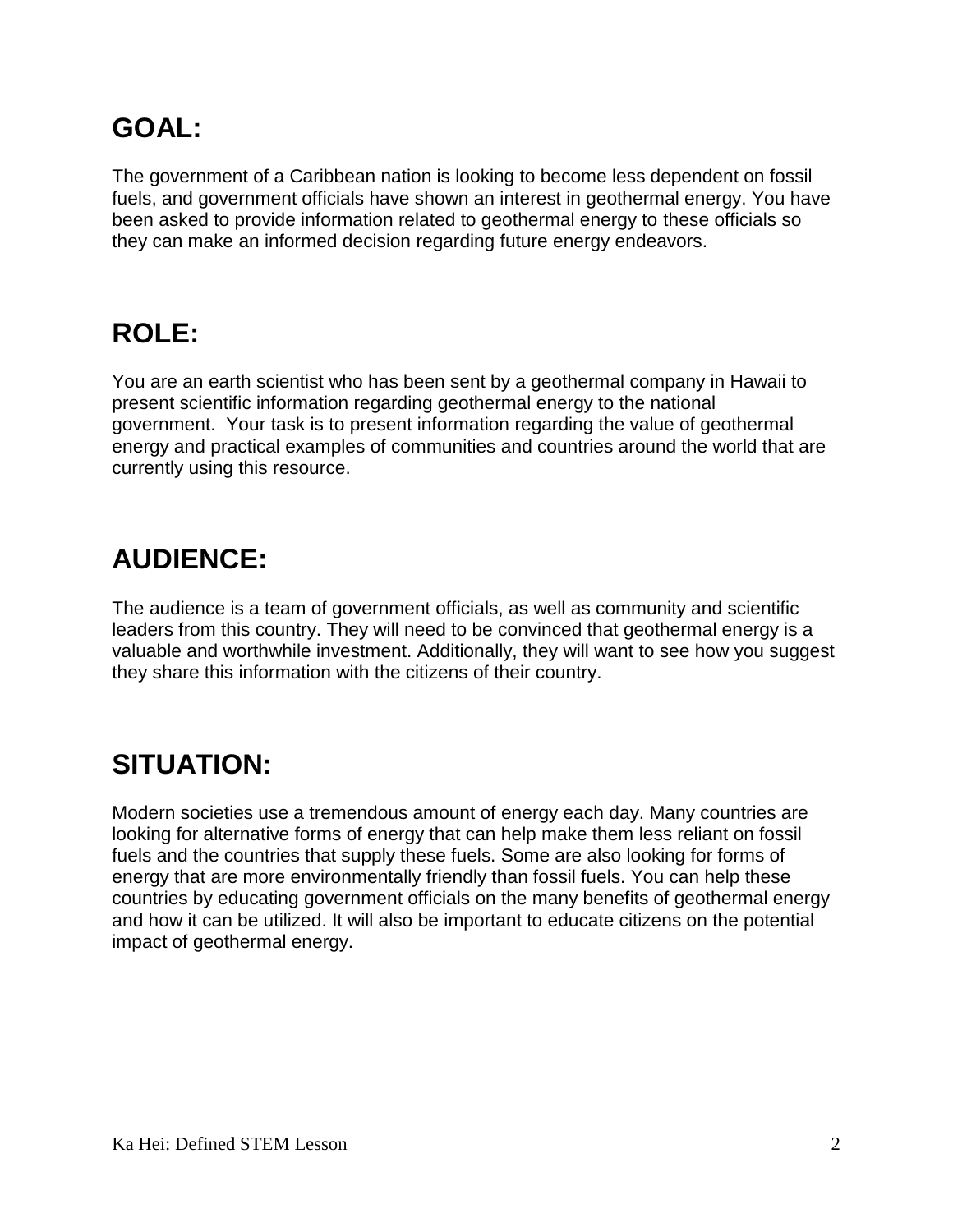## GOAL:

The government of a Caribbean nation is looking to become less dependent on fossil fuels, and government officials have shown an interest in geothermal energy. You have been asked to provide information related to geothermal energy to these officials so they can make an informed decision regarding future energy endeavors.

## ROLE:

You are an earth scientist who has been sent by a geothermal company in Hawaii to present scientific information regarding geothermal energy to the national government. Your task is to present information regarding the value of geothermal energy and practical examples of communities and countries around the world that are currently using this resource.

## AUDIENCE:

The audience is a team of government officials, as well as community and scientific leaders from this country. They will need to be convinced that geothermal energy is a valuable and worthwhile investment. Additionally, they will want to see how you suggest they share this information with the citizens of their country.

## SITUATION:

Modern societies use a tremendous amount of energy each day. Many countries are looking for alternative forms of energy that can help make them less reliant on fossil fuels and the countries that supply these fuels. Some are also looking for forms of energy that are more environmentally friendly than fossil fuels. You can help these countries by educating government officials on the many benefits of geothermal energy and how it can be utilized. It will also be important to educate citizens on the potential impact of geothermal energy.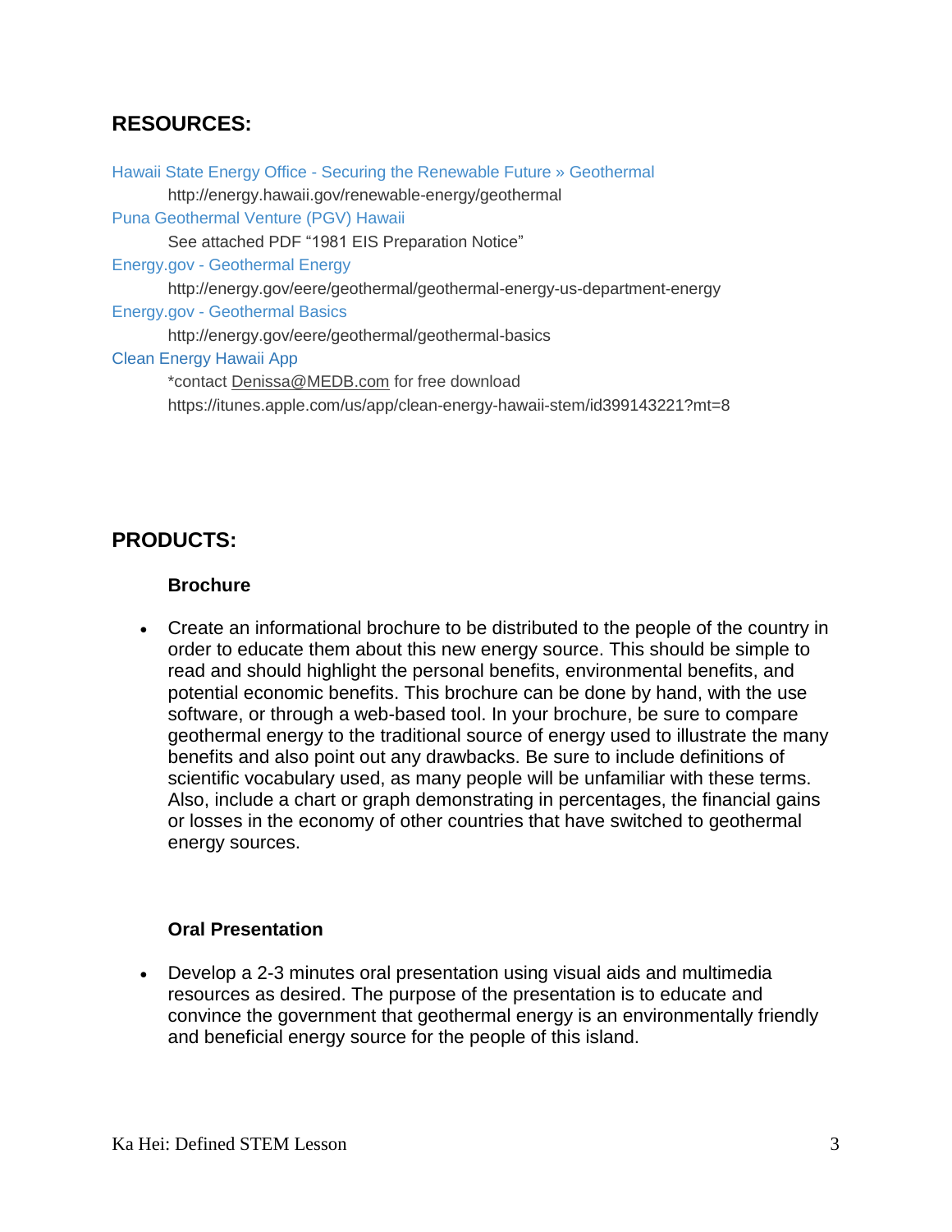## RESOURCES:

Hawaii State Energy Office - Securing the Renewable Future » Geothermal

http://energy.hawaii.gov/renewable-energy/geothermal

Puna Geothermal Venture (PGV) Hawaii

See attached PDF "1981 EIS Preparation Notice"

Energy.gov - Geothermal Energy

http://energy.gov/eere/geothermal/geothermal-energy-us-department-energy

Energy.gov - Geothermal Basics

http://energy.gov/eere/geothermal/geothermal-basics

Clean Energy Hawaii App

*contact Denissa@MEDB.com for free download

https://itunes.apple.com/us/app/clean-energy-hawaii-stem/id399143221?mt=8

## PRODUCTS:

### Brochure

- Create an informational brochure to be distributed to the people of the country in order to educate them about this new energy source. This should be simple to read and should highlight the personal benefits, environmental benefits, and potential economic benefits. This brochure can be done by hand, with the use software, or through a web-based tool. In your brochure, be sure to compare geothermal energy to the traditional source of energy used to illustrate the many benefits and also point out any drawbacks. Be sure to include definitions of scientific vocabulary used, as many people will be unfamiliar with these terms. Also, include a chart or graph demonstrating in percentages, the financial gains or losses in the economy of other countries that have switched to geothermal energy sources.

### Oral Presentation

- Develop a 2-3 minutes oral presentation using visual aids and multimedia resources as desired. The purpose of the presentation is to educate and convince the government that geothermal energy is an environmentally friendly and beneficial energy source for the people of this island.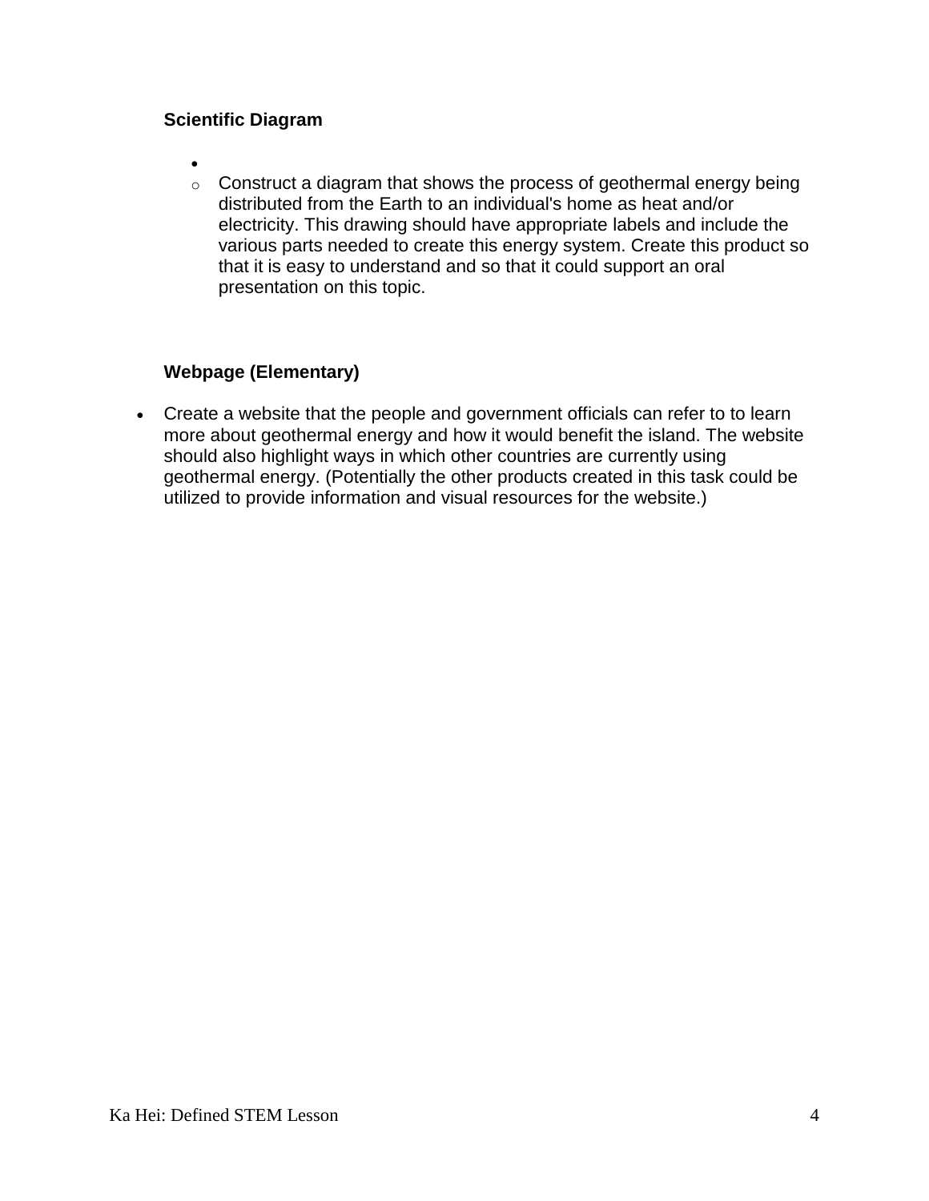**Scientific Diagram**

- 
    - Construct a diagram that shows the process of geothermal energy being distributed from the Earth to an individual's home as heat and/or electricity. This drawing should have appropriate labels and include the various parts needed to create this energy system. Create this product so that it is easy to understand and so that it could support an oral presentation on this topic.

**Webpage (Elementary)**

- Create a website that the people and government officials can refer to to learn more about geothermal energy and how it would benefit the island. The website should also highlight ways in which other countries are currently using geothermal energy. (Potentially the other products created in this task could be utilized to provide information and visual resources for the website.)